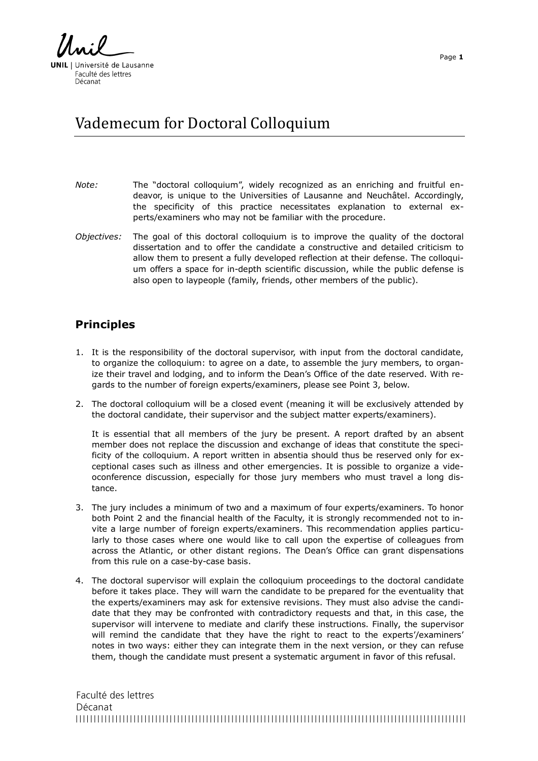# Vademecum for Doctoral Colloquium

*Note:* The "doctoral colloquium", widely recognized as an enriching and fruitful endeavor, is unique to the Universities of Lausanne and Neuchâtel. Accordingly, the specificity of this practice necessitates explanation to external experts/examiners who may not be familiar with the procedure.

*Objectives:* The goal of this doctoral colloquium is to improve the quality of the doctoral dissertation and to offer the candidate a constructive and detailed criticism to allow them to present a fully developed reflection at their defense. The colloquium offers a space for in-depth scientific discussion, while the public defense is also open to laypeople (family, friends, other members of the public).

## Principles

1. It is the responsibility of the doctoral supervisor, with input from the doctoral candidate, to organize the colloquium: to agree on a date, to assemble the jury members, to organize their travel and lodging, and to inform the Dean's Office of the date reserved. With regards to the number of foreign experts/examiners, please see Point 3, below.

2. The doctoral colloquium will be a closed event (meaning it will be exclusively attended by the doctoral candidate, their supervisor and the subject matter experts/examiners).

   It is essential that all members of the jury be present. A report drafted by an absent member does not replace the discussion and exchange of ideas that constitute the specificity of the colloquium. A report written in absentia should thus be reserved only for exceptional cases such as illness and other emergencies. It is possible to organize a videoconference discussion, especially for those jury members who must travel a long distance.

3. The jury includes a minimum of two and a maximum of four experts/examiners. To honor both Point 2 and the financial health of the Faculty, it is strongly recommended not to invite a large number of foreign experts/examiners. This recommendation applies particularly to those cases where one would like to call upon the expertise of colleagues from across the Atlantic, or other distant regions. The Dean's Office can grant dispensations from this rule on a case-by-case basis.

4. The doctoral supervisor will explain the colloquium proceedings to the doctoral candidate before it takes place. They will warn the candidate to be prepared for the eventuality that the experts/examiners may ask for extensive revisions. They must also advise the candidate that they may be confronted with contradictory requests and that, in this case, the supervisor will intervene to mediate and clarify these instructions. Finally, the supervisor will remind the candidate that they have the right to react to the experts'/examiners' notes in two ways: either they can integrate them in the next version, or they can refuse them, though the candidate must present a systematic argument in favor of this refusal.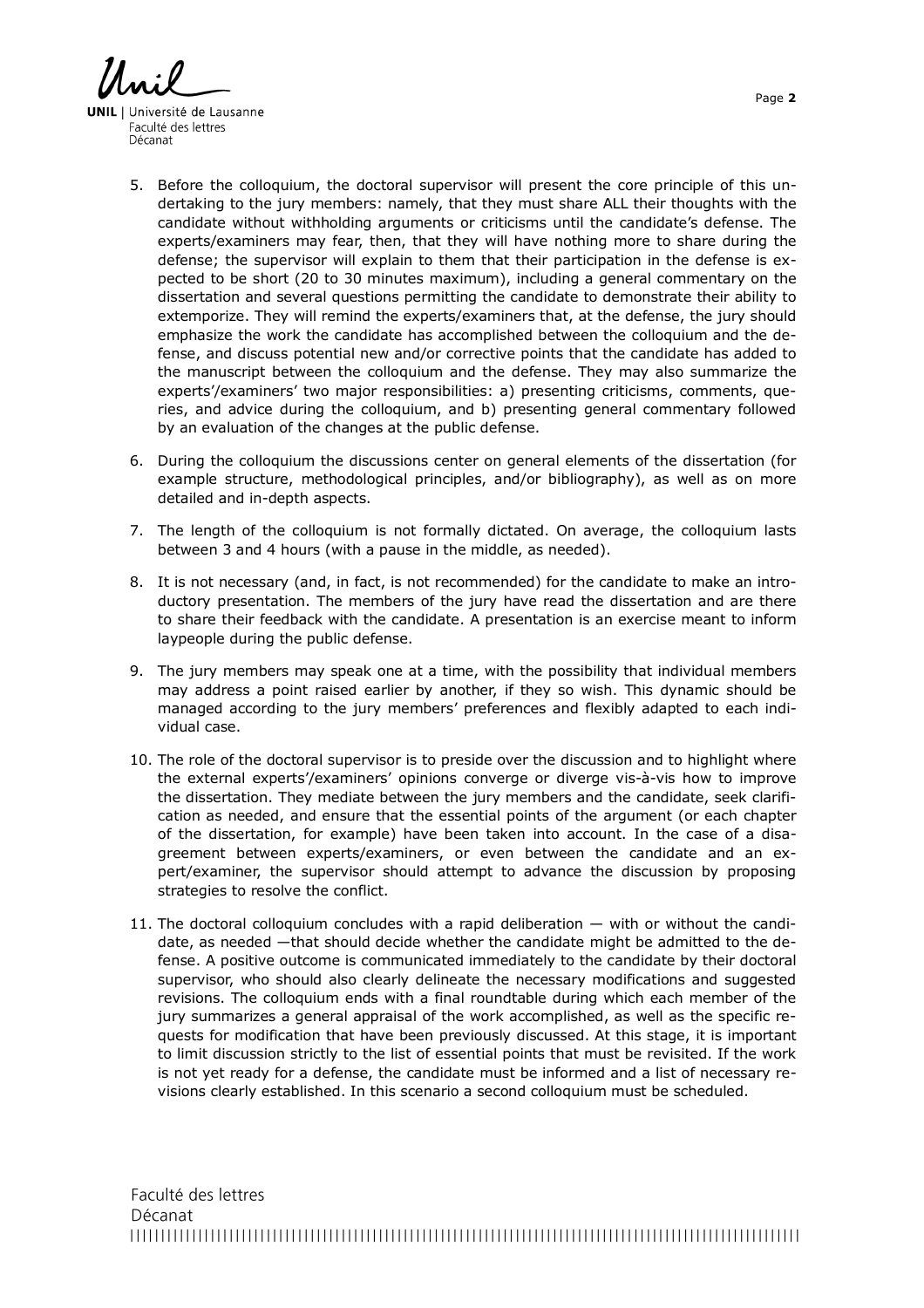5. Before the colloquium, the doctoral supervisor will present the core principle of this undertaking to the jury members: namely, that they must share ALL their thoughts with the candidate without withholding arguments or criticisms until the candidate's defense. The experts/examiners may fear, then, that they will have nothing more to share during the defense; the supervisor will explain to them that their participation in the defense is expected to be short (20 to 30 minutes maximum), including a general commentary on the dissertation and several questions permitting the candidate to demonstrate their ability to extemporize. They will remind the experts/examiners that, at the defense, the jury should emphasize the work the candidate has accomplished between the colloquium and the defense, and discuss potential new and/or corrective points that the candidate has added to the manuscript between the colloquium and the defense. They may also summarize the experts'/examiners' two major responsibilities: a) presenting criticisms, comments, queries, and advice during the colloquium, and b) presenting general commentary followed by an evaluation of the changes at the public defense.

6. During the colloquium the discussions center on general elements of the dissertation (for example structure, methodological principles, and/or bibliography), as well as on more detailed and in-depth aspects.

7. The length of the colloquium is not formally dictated. On average, the colloquium lasts between 3 and 4 hours (with a pause in the middle, as needed).

8. It is not necessary (and, in fact, is not recommended) for the candidate to make an introductory presentation. The members of the jury have read the dissertation and are there to share their feedback with the candidate. A presentation is an exercise meant to inform laypeople during the public defense.

9. The jury members may speak one at a time, with the possibility that individual members may address a point raised earlier by another, if they so wish. This dynamic should be managed according to the jury members' preferences and flexibly adapted to each individual case.

10. The role of the doctoral supervisor is to preside over the discussion and to highlight where the external experts'/examiners' opinions converge or diverge vis-à-vis how to improve the dissertation. They mediate between the jury members and the candidate, seek clarification as needed, and ensure that the essential points of the argument (or each chapter of the dissertation, for example) have been taken into account. In the case of a disagreement between experts/examiners, or even between the candidate and an expert/examiner, the supervisor should attempt to advance the discussion by proposing strategies to resolve the conflict.

11. The doctoral colloquium concludes with a rapid deliberation — with or without the candidate, as needed —that should decide whether the candidate might be admitted to the defense. A positive outcome is communicated immediately to the candidate by their doctoral supervisor, who should also clearly delineate the necessary modifications and suggested revisions. The colloquium ends with a final roundtable during which each member of the jury summarizes a general appraisal of the work accomplished, as well as the specific requests for modification that have been previously discussed. At this stage, it is important to limit discussion strictly to the list of essential points that must be revisited. If the work is not yet ready for a defense, the candidate must be informed and a list of necessary revisions clearly established. In this scenario a second colloquium must be scheduled.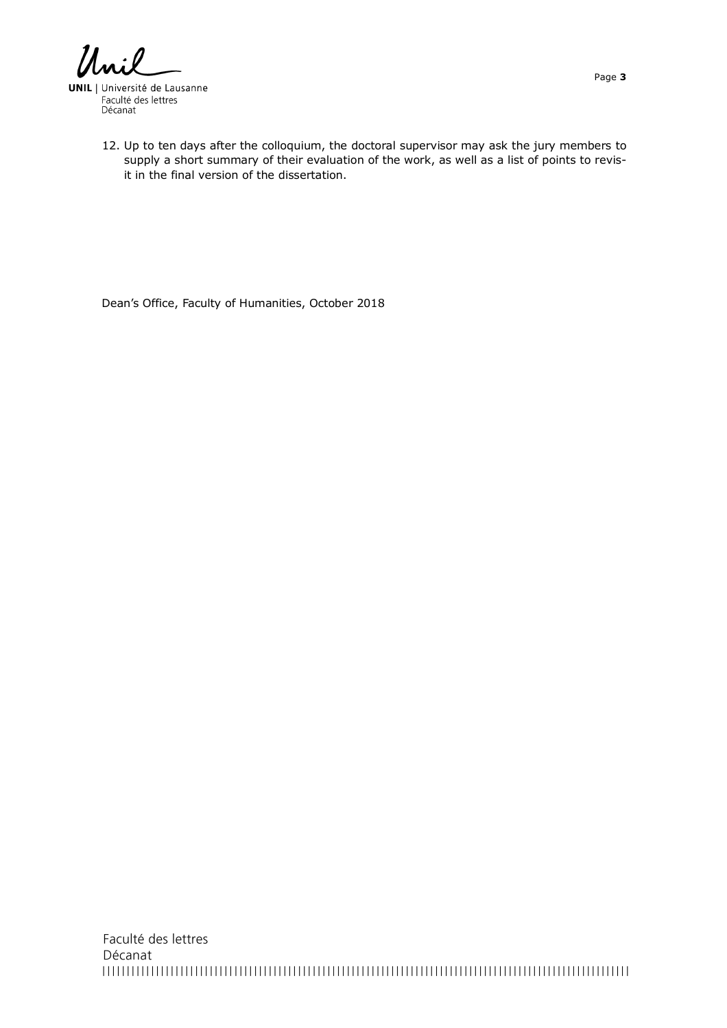12. Up to ten days after the colloquium, the doctoral supervisor may ask the jury members to supply a short summary of their evaluation of the work, as well as a list of points to revisit in the final version of the dissertation.

Dean's Office, Faculty of Humanities, October 2018